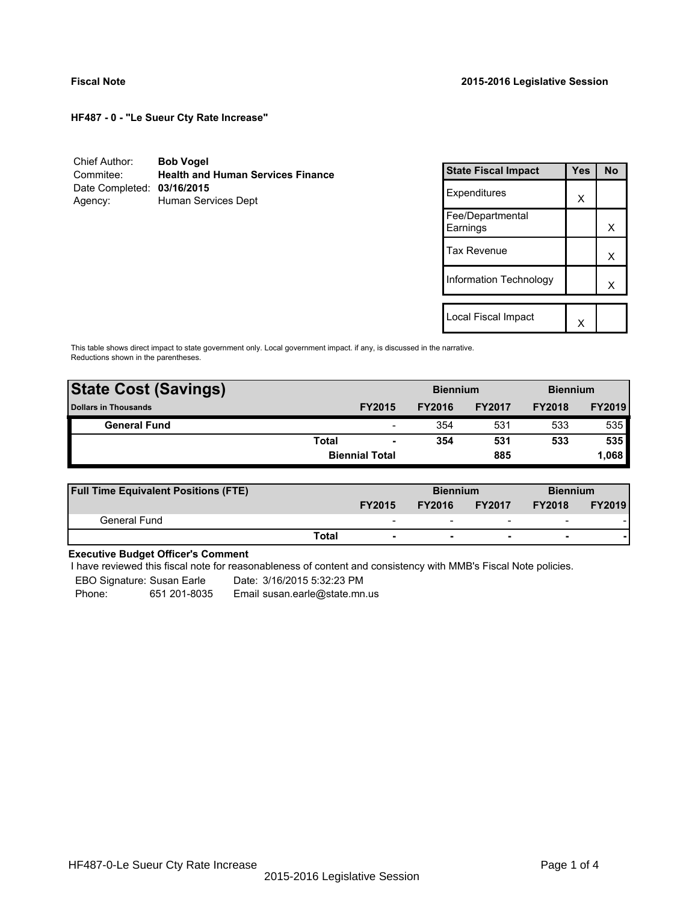**Fiscal Note** **2015-2016 Legislative Session**

**HF487 - 0 - "Le Sueur Cty Rate Increase"**

Chief Author: **Bob Vogel**
Commitee: **Health and Human Services Finance**
Date Completed: **03/16/2015**
Agency: Human Services Dept

| State Fiscal Impact | Yes | No |
|---|---|---|
| Expenditures | X | |
| Fee/Departmental Earnings | | X |
| Tax Revenue | | X |
| Information Technology | | X |

| | | |
|---|---|---|
| Local Fiscal Impact | X | |

This table shows direct impact to state government only. Local government impact. if any, is discussed in the narrative.
Reductions shown in the parentheses.

| **State Cost (Savings)** | | | **Biennium** | | **Biennium** | |
|---|---|---|---|---|---|---|
| **Dollars in Thousands** | | **FY2015** | **FY2016** | **FY2017** | **FY2018** | **FY2019** |
| **General Fund** | | - | 354 | 531 | 533 | 535 |
| | **Total** | **-** | **354** | **531** | **533** | **535** |
| | | **Biennial Total** | | **885** | | **1,068** |

| **Full Time Equivalent Positions (FTE)** | | | **Biennium** | | **Biennium** | |
|---|---|---|---|---|---|---|
| | | **FY2015** | **FY2016** | **FY2017** | **FY2018** | **FY2019** |
| General Fund | | - | - | - | - | - |
| | **Total** | **-** | **-** | **-** | **-** | **-** |

**Executive Budget Officer's Comment**

I have reviewed this fiscal note for reasonableness of content and consistency with MMB's Fiscal Note policies.

EBO Signature: Susan Earle Date: 3/16/2015 5:32:23 PM
Phone: 651 201-8035 Email susan.earle@state.mn.us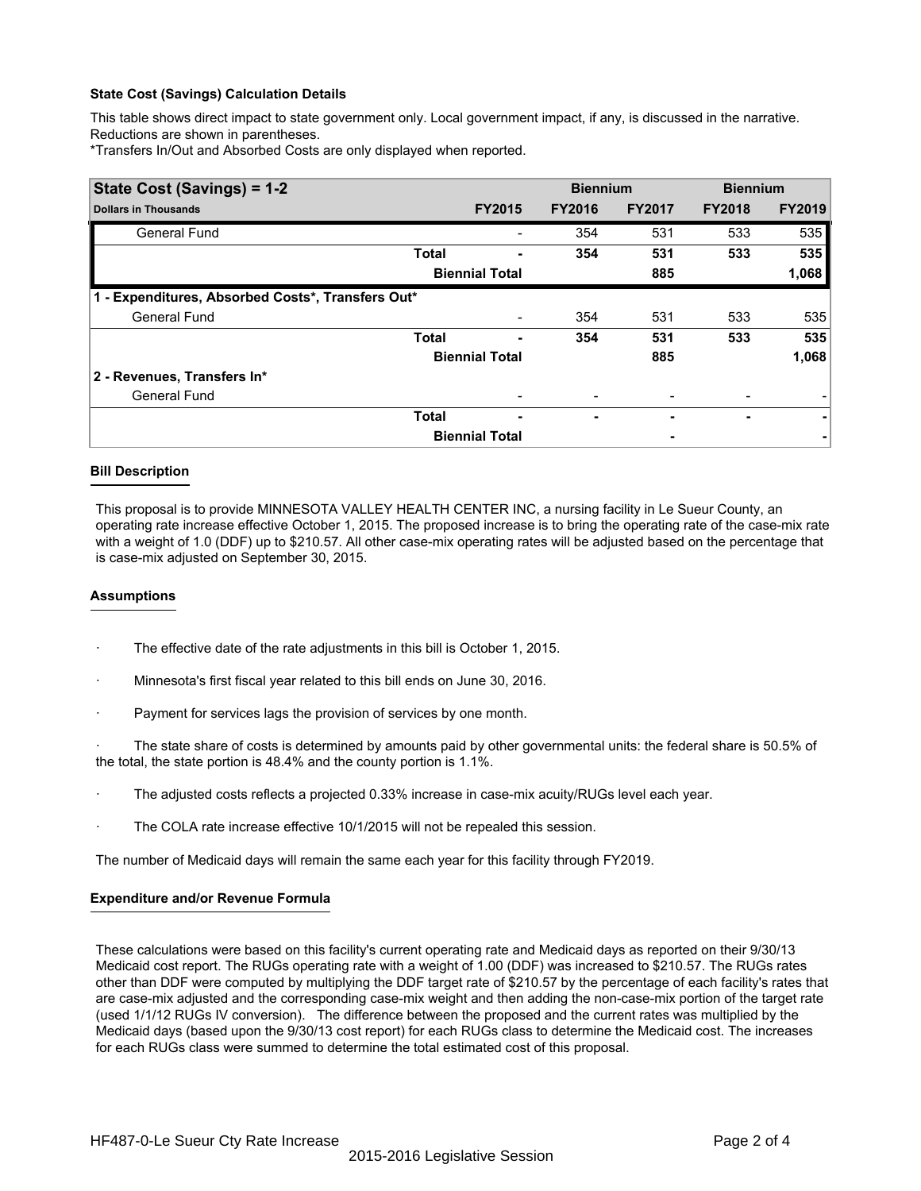**State Cost (Savings) Calculation Details**

This table shows direct impact to state government only. Local government impact, if any, is discussed in the narrative. Reductions are shown in parentheses.
*Transfers In/Out and Absorbed Costs are only displayed when reported.

| State Cost (Savings) = 1-2 | | | Biennium | | Biennium | |
|---|---|---|---|---|---|---|
| Dollars in Thousands | | FY2015 | FY2016 | FY2017 | FY2018 | FY2019 |
| General Fund | | - | 354 | 531 | 533 | 535 |
| | **Total** | **-** | **354** | **531** | **533** | **535** |
| | **Biennial Total** | | | **885** | | **1,068** |
| **1 - Expenditures, Absorbed Costs*, Transfers Out*** | | | | | | |
| General Fund | | - | 354 | 531 | 533 | 535 |
| | **Total** | **-** | **354** | **531** | **533** | **535** |
| | **Biennial Total** | | | **885** | | **1,068** |
| **2 - Revenues, Transfers In*** | | | | | | |
| General Fund | | - | - | - | - | - |
| | **Total** | **-** | **-** | **-** | **-** | **-** |
| | **Biennial Total** | | | **-** | | **-** |

**Bill Description**

This proposal is to provide MINNESOTA VALLEY HEALTH CENTER INC, a nursing facility in Le Sueur County, an operating rate increase effective October 1, 2015. The proposed increase is to bring the operating rate of the case-mix rate with a weight of 1.0 (DDF) up to $210.57. All other case-mix operating rates will be adjusted based on the percentage that is case-mix adjusted on September 30, 2015.

**Assumptions**

- The effective date of the rate adjustments in this bill is October 1, 2015.
- Minnesota's first fiscal year related to this bill ends on June 30, 2016.
- Payment for services lags the provision of services by one month.
- The state share of costs is determined by amounts paid by other governmental units: the federal share is 50.5% of the total, the state portion is 48.4% and the county portion is 1.1%.
- The adjusted costs reflects a projected 0.33% increase in case-mix acuity/RUGs level each year.
- The COLA rate increase effective 10/1/2015 will not be repealed this session.

The number of Medicaid days will remain the same each year for this facility through FY2019.

**Expenditure and/or Revenue Formula**

These calculations were based on this facility's current operating rate and Medicaid days as reported on their 9/30/13 Medicaid cost report. The RUGs operating rate with a weight of 1.00 (DDF) was increased to $210.57. The RUGs rates other than DDF were computed by multiplying the DDF target rate of $210.57 by the percentage of each facility's rates that are case-mix adjusted and the corresponding case-mix weight and then adding the non-case-mix portion of the target rate (used 1/1/12 RUGs IV conversion). The difference between the proposed and the current rates was multiplied by the Medicaid days (based upon the 9/30/13 cost report) for each RUGs class to determine the Medicaid cost. The increases for each RUGs class were summed to determine the total estimated cost of this proposal.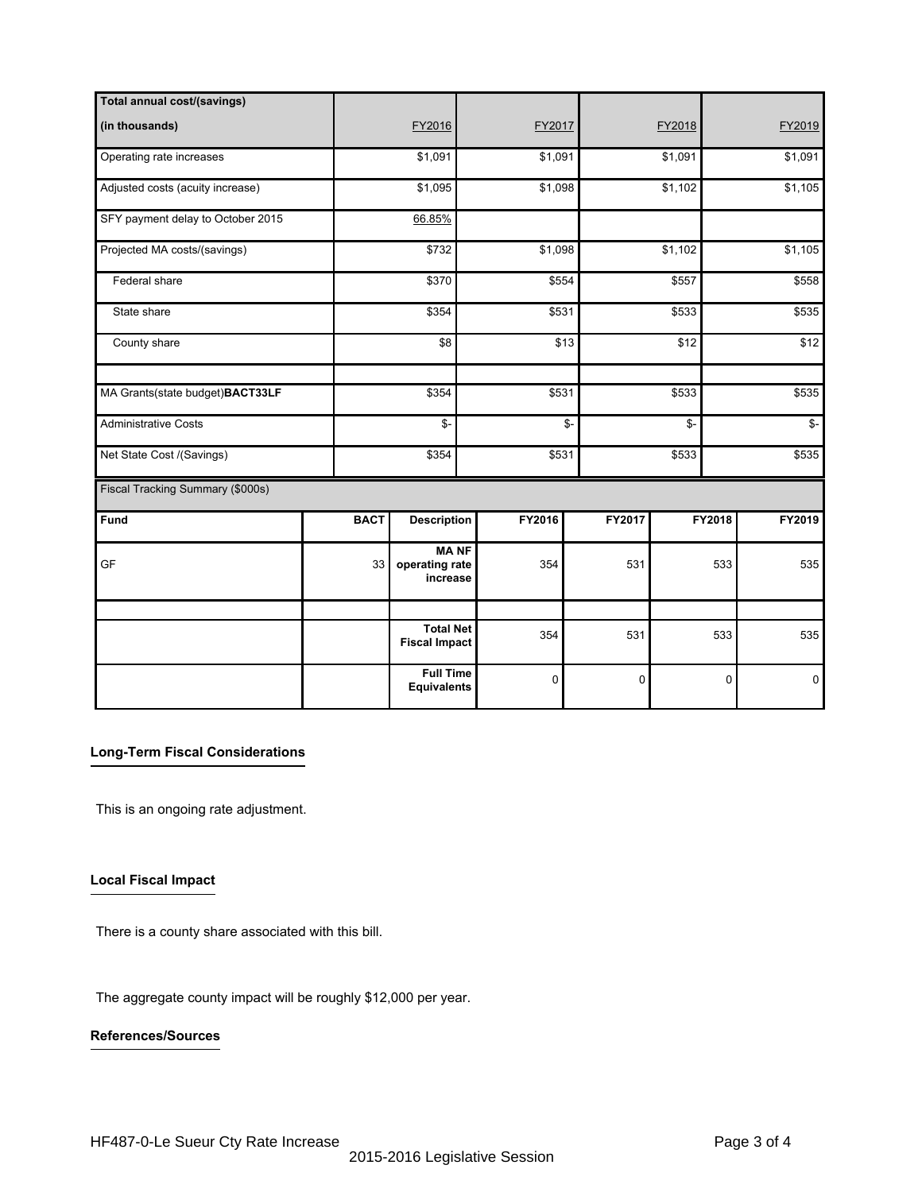| Total annual cost/(savings) (in thousands) | FY2016 | FY2017 | FY2018 | FY2019 |
|---|---|---|---|---|
| Operating rate increases | $1,091 | $1,091 | $1,091 | $1,091 |
| Adjusted costs (acuity increase) | $1,095 | $1,098 | $1,102 | $1,105 |
| SFY payment delay to October 2015 | 66.85% | | | |
| Projected MA costs/(savings) | $732 | $1,098 | $1,102 | $1,105 |
| Federal share | $370 | $554 | $557 | $558 |
| State share | $354 | $531 | $533 | $535 |
| County share | $8 | $13 | $12 | $12 |
| | | | | |
| MA Grants(state budget)**BACT33LF** | $354 | $531 | $533 | $535 |
| Administrative Costs | $- | $- | $- | $- |
| Net State Cost /(Savings) | $354 | $531 | $533 | $535 |

Fiscal Tracking Summary ($000s)

| Fund | BACT | Description | FY2016 | FY2017 | FY2018 | FY2019 |
|---|---|---|---|---|---|---|
| GF | 33 | MA NF operating rate increase | 354 | 531 | 533 | 535 |
| | | | | | | |
| | | **Total Net Fiscal Impact** | 354 | 531 | 533 | 535 |
| | | **Full Time Equivalents** | 0 | 0 | 0 | 0 |

**Long-Term Fiscal Considerations**

This is an ongoing rate adjustment.

**Local Fiscal Impact**

There is a county share associated with this bill.

The aggregate county impact will be roughly $12,000 per year.

**References/Sources**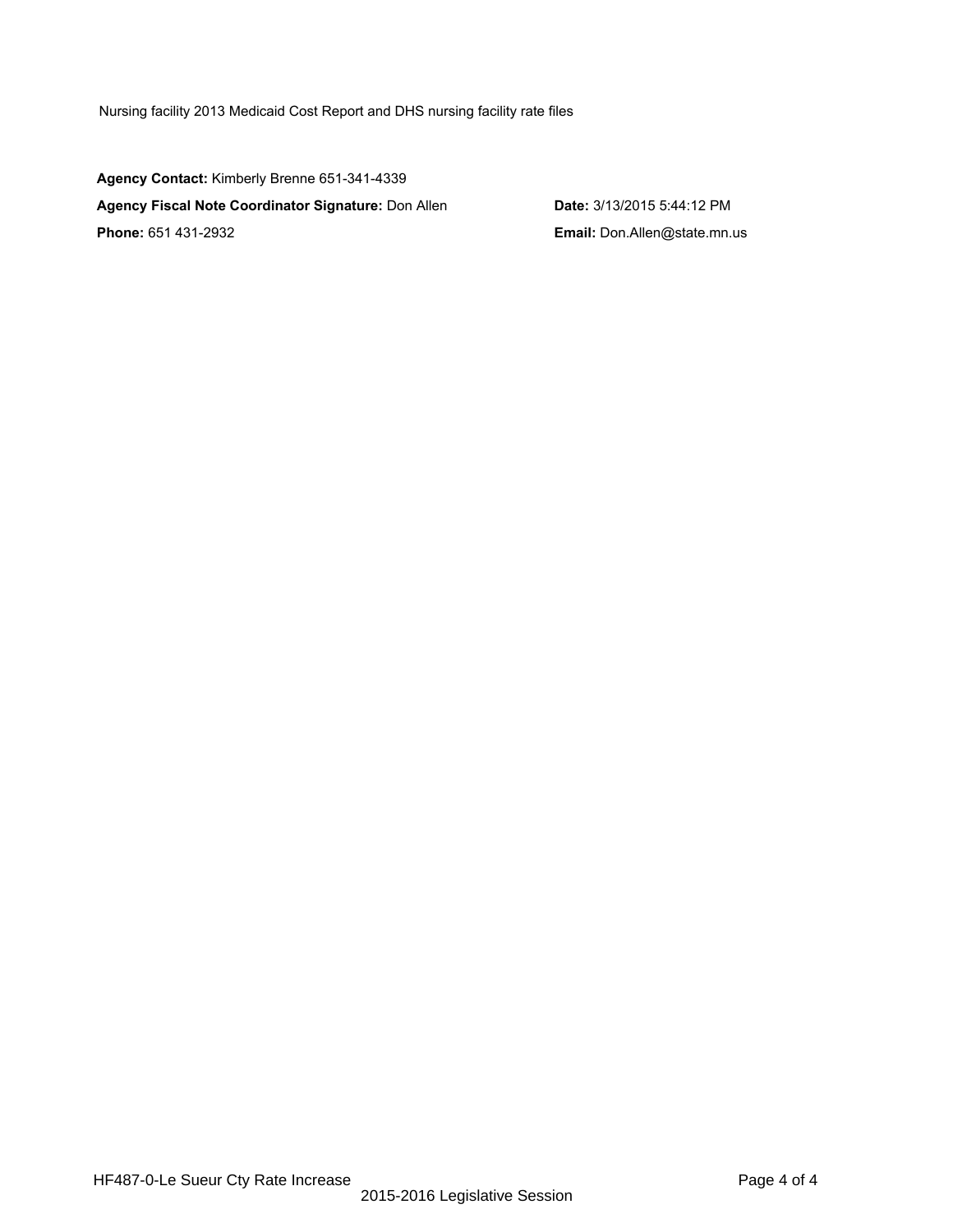Nursing facility 2013 Medicaid Cost Report and DHS nursing facility rate files

**Agency Contact:** Kimberly Brenne 651-341-4339

**Agency Fiscal Note Coordinator Signature:** Don Allen

**Date:** 3/13/2015 5:44:12 PM

**Phone:** 651 431-2932

**Email:** Don.Allen@state.mn.us